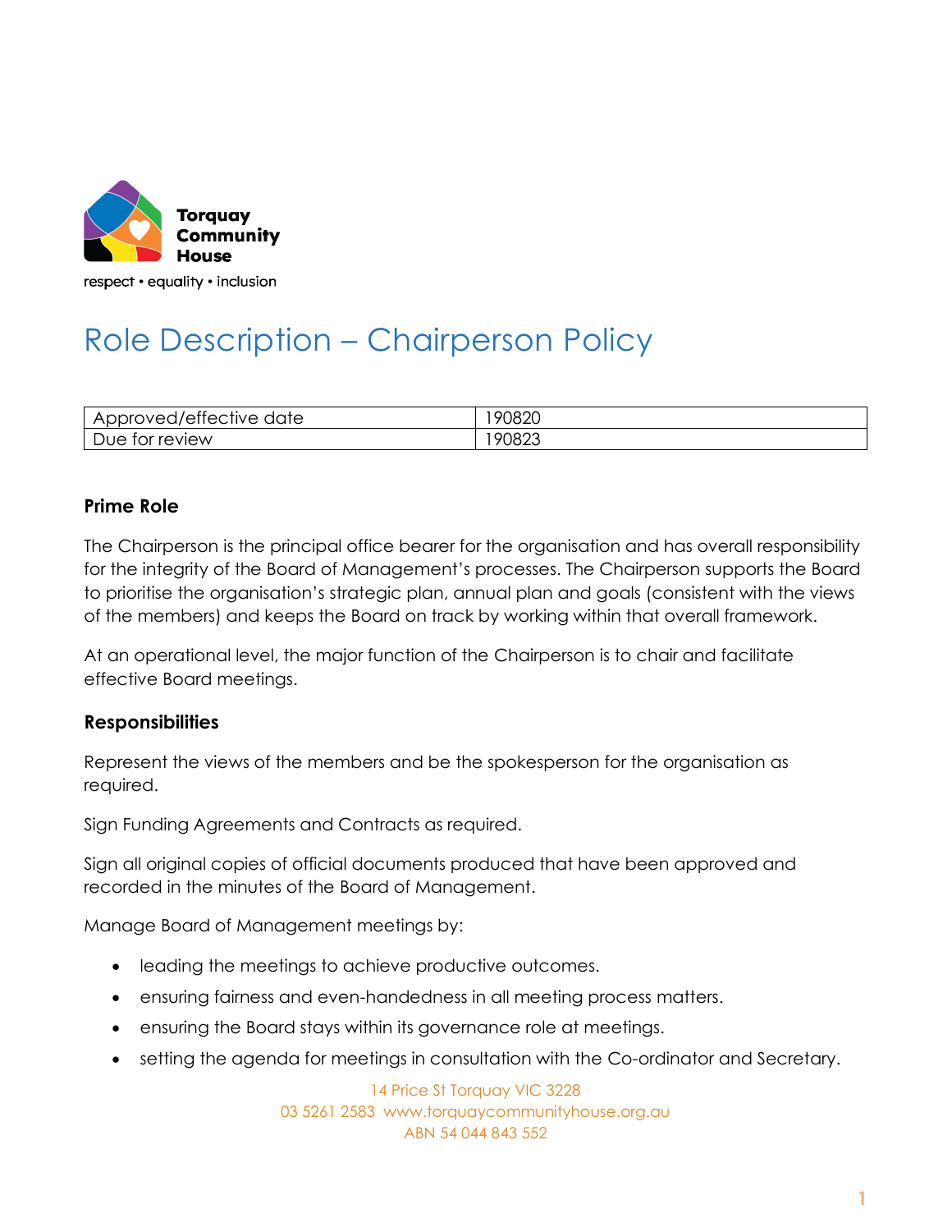Torquay Community House

respect • equality • inclusion

# Role Description – Chairperson Policy

| Approved/effective date | 190820 |
|---|---|
| Due for review | 190823 |

### Prime Role

The Chairperson is the principal office bearer for the organisation and has overall responsibility for the integrity of the Board of Management's processes. The Chairperson supports the Board to prioritise the organisation's strategic plan, annual plan and goals (consistent with the views of the members) and keeps the Board on track by working within that overall framework.

At an operational level, the major function of the Chairperson is to chair and facilitate effective Board meetings.

### Responsibilities

Represent the views of the members and be the spokesperson for the organisation as required.

Sign Funding Agreements and Contracts as required.

Sign all original copies of official documents produced that have been approved and recorded in the minutes of the Board of Management.

Manage Board of Management meetings by:

- leading the meetings to achieve productive outcomes.
- ensuring fairness and even-handedness in all meeting process matters.
- ensuring the Board stays within its governance role at meetings.
- setting the agenda for meetings in consultation with the Co-ordinator and Secretary.

14 Price St Torquay VIC 3228
03 5261 2583 www.torquaycommunityhouse.org.au
ABN 54 044 843 552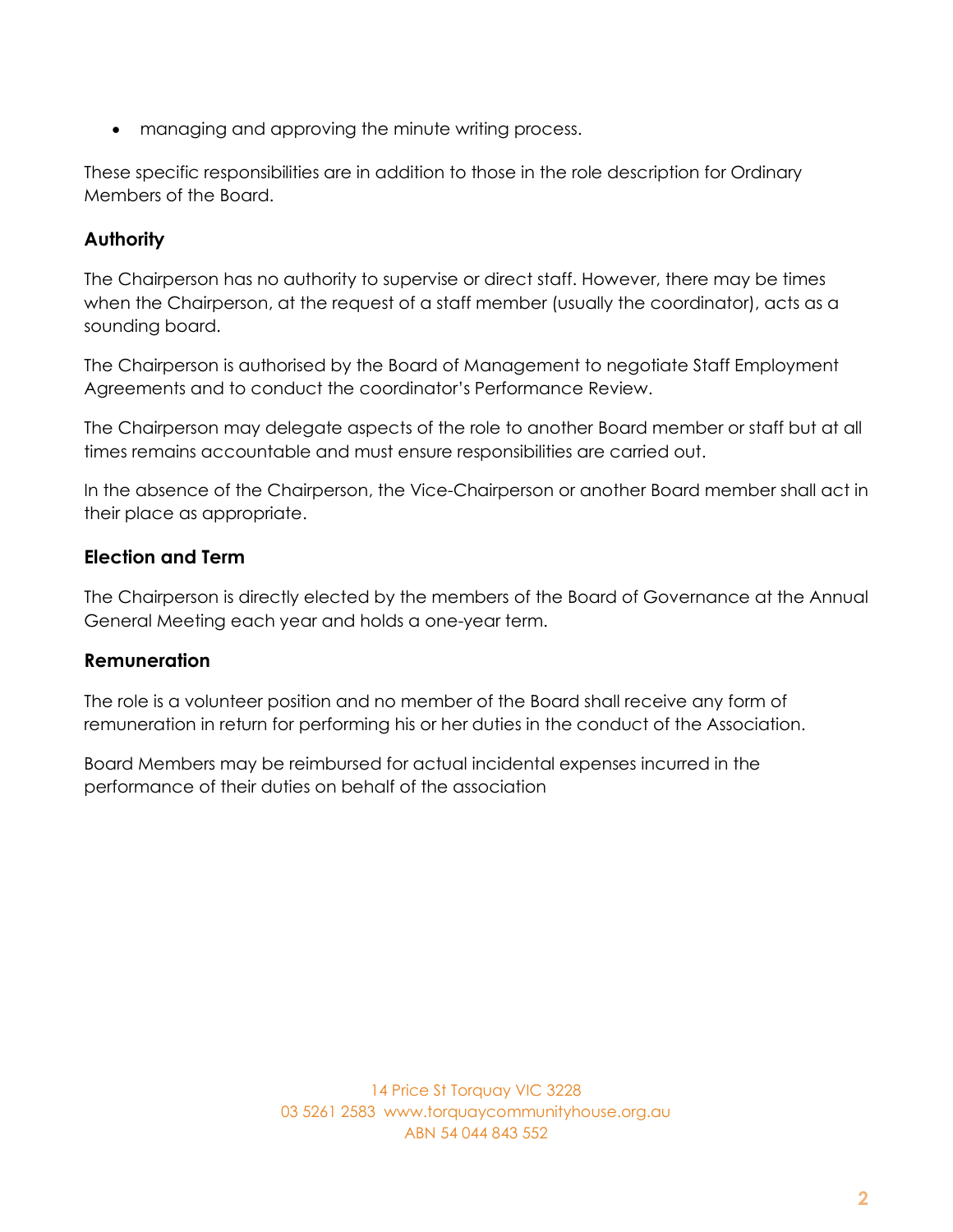- managing and approving the minute writing process.

These specific responsibilities are in addition to those in the role description for Ordinary Members of the Board.

### Authority

The Chairperson has no authority to supervise or direct staff. However, there may be times when the Chairperson, at the request of a staff member (usually the coordinator), acts as a sounding board.

The Chairperson is authorised by the Board of Management to negotiate Staff Employment Agreements and to conduct the coordinator's Performance Review.

The Chairperson may delegate aspects of the role to another Board member or staff but at all times remains accountable and must ensure responsibilities are carried out.

In the absence of the Chairperson, the Vice-Chairperson or another Board member shall act in their place as appropriate.

### Election and Term

The Chairperson is directly elected by the members of the Board of Governance at the Annual General Meeting each year and holds a one-year term.

### Remuneration

The role is a volunteer position and no member of the Board shall receive any form of remuneration in return for performing his or her duties in the conduct of the Association.

Board Members may be reimbursed for actual incidental expenses incurred in the performance of their duties on behalf of the association

14 Price St Torquay VIC 3228
03 5261 2583 www.torquaycommunityhouse.org.au
ABN 54 044 843 552